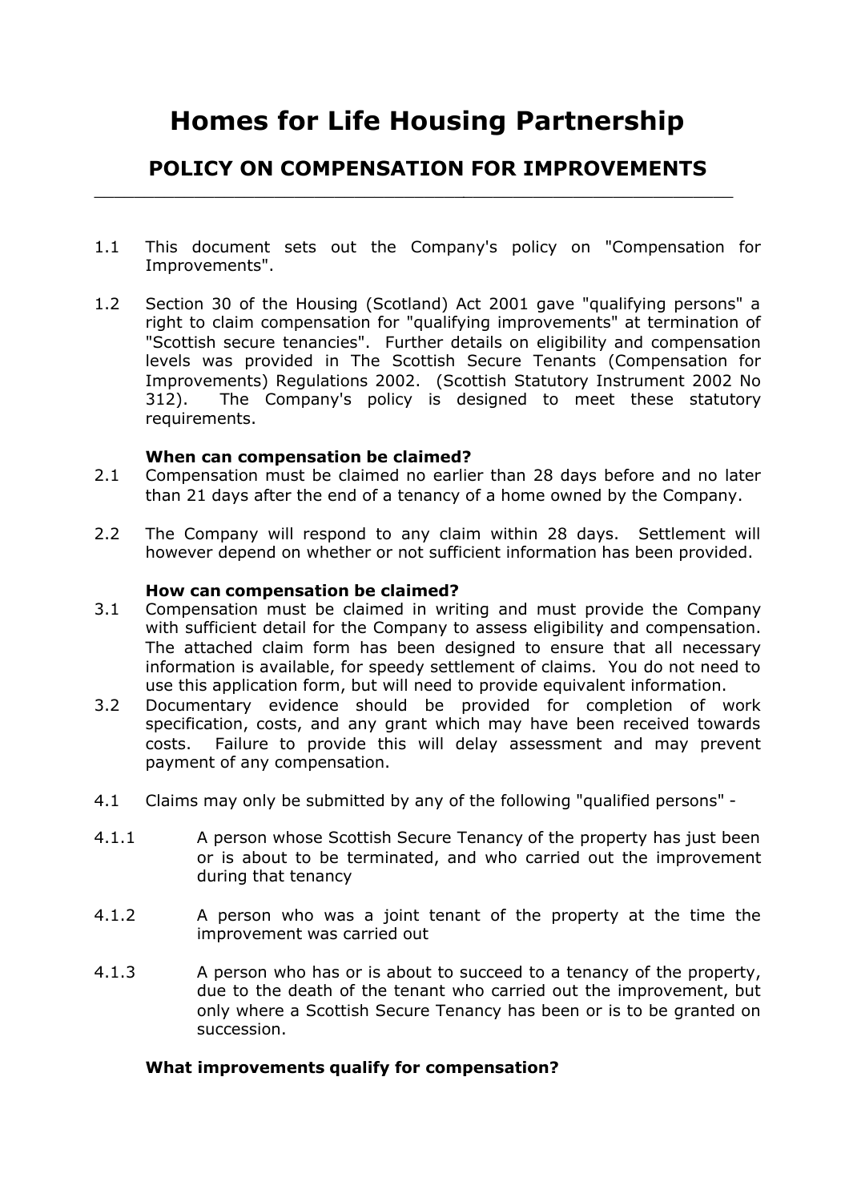# Homes for Life Housing Partnership

## POLICY ON COMPENSATION FOR IMPROVEMENTS

1.1 This document sets out the Company's policy on "Compensation for Improvements".

1.2 Section 30 of the Housing (Scotland) Act 2001 gave "qualifying persons" a right to claim compensation for "qualifying improvements" at termination of "Scottish secure tenancies". Further details on eligibility and compensation levels was provided in The Scottish Secure Tenants (Compensation for Improvements) Regulations 2002. (Scottish Statutory Instrument 2002 No 312). The Company's policy is designed to meet these statutory requirements.

**When can compensation be claimed?**

2.1 Compensation must be claimed no earlier than 28 days before and no later than 21 days after the end of a tenancy of a home owned by the Company.

2.2 The Company will respond to any claim within 28 days. Settlement will however depend on whether or not sufficient information has been provided.

**How can compensation be claimed?**

3.1 Compensation must be claimed in writing and must provide the Company with sufficient detail for the Company to assess eligibility and compensation. The attached claim form has been designed to ensure that all necessary information is available, for speedy settlement of claims. You do not need to use this application form, but will need to provide equivalent information.

3.2 Documentary evidence should be provided for completion of work specification, costs, and any grant which may have been received towards costs. Failure to provide this will delay assessment and may prevent payment of any compensation.

4.1 Claims may only be submitted by any of the following "qualified persons" -

4.1.1 A person whose Scottish Secure Tenancy of the property has just been or is about to be terminated, and who carried out the improvement during that tenancy

4.1.2 A person who was a joint tenant of the property at the time the improvement was carried out

4.1.3 A person who has or is about to succeed to a tenancy of the property, due to the death of the tenant who carried out the improvement, but only where a Scottish Secure Tenancy has been or is to be granted on succession.

**What improvements qualify for compensation?**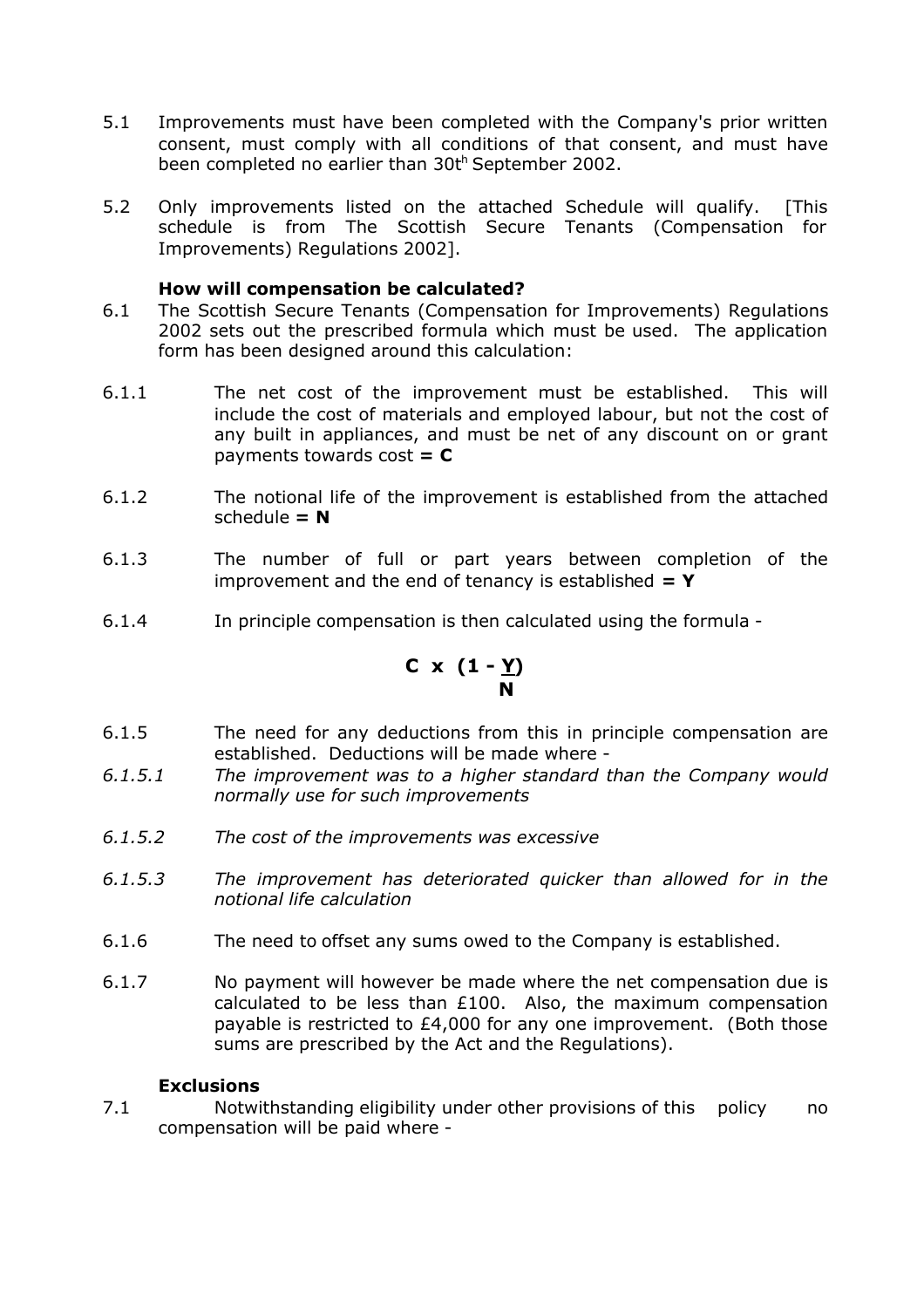5.1 Improvements must have been completed with the Company's prior written consent, must comply with all conditions of that consent, and must have been completed no earlier than 30th September 2002.

5.2 Only improvements listed on the attached Schedule will qualify. [This schedule is from The Scottish Secure Tenants (Compensation for Improvements) Regulations 2002].

### How will compensation be calculated?

6.1 The Scottish Secure Tenants (Compensation for Improvements) Regulations 2002 sets out the prescribed formula which must be used. The application form has been designed around this calculation:

6.1.1 The net cost of the improvement must be established. This will include the cost of materials and employed labour, but not the cost of any built in appliances, and must be net of any discount on or grant payments towards cost **= C**

6.1.2 The notional life of the improvement is established from the attached schedule **= N**

6.1.3 The number of full or part years between completion of the improvement and the end of tenancy is established **= Y**

6.1.4 In principle compensation is then calculated using the formula -

$$C \times \left(1 - \frac{Y}{N}\right)$$

6.1.5 The need for any deductions from this in principle compensation are established. Deductions will be made where -

*6.1.5.1 The improvement was to a higher standard than the Company would normally use for such improvements*

*6.1.5.2 The cost of the improvements was excessive*

*6.1.5.3 The improvement has deteriorated quicker than allowed for in the notional life calculation*

6.1.6 The need to offset any sums owed to the Company is established.

6.1.7 No payment will however be made where the net compensation due is calculated to be less than £100. Also, the maximum compensation payable is restricted to £4,000 for any one improvement. (Both those sums are prescribed by the Act and the Regulations).

### Exclusions

7.1 Notwithstanding eligibility under other provisions of this policy no compensation will be paid where -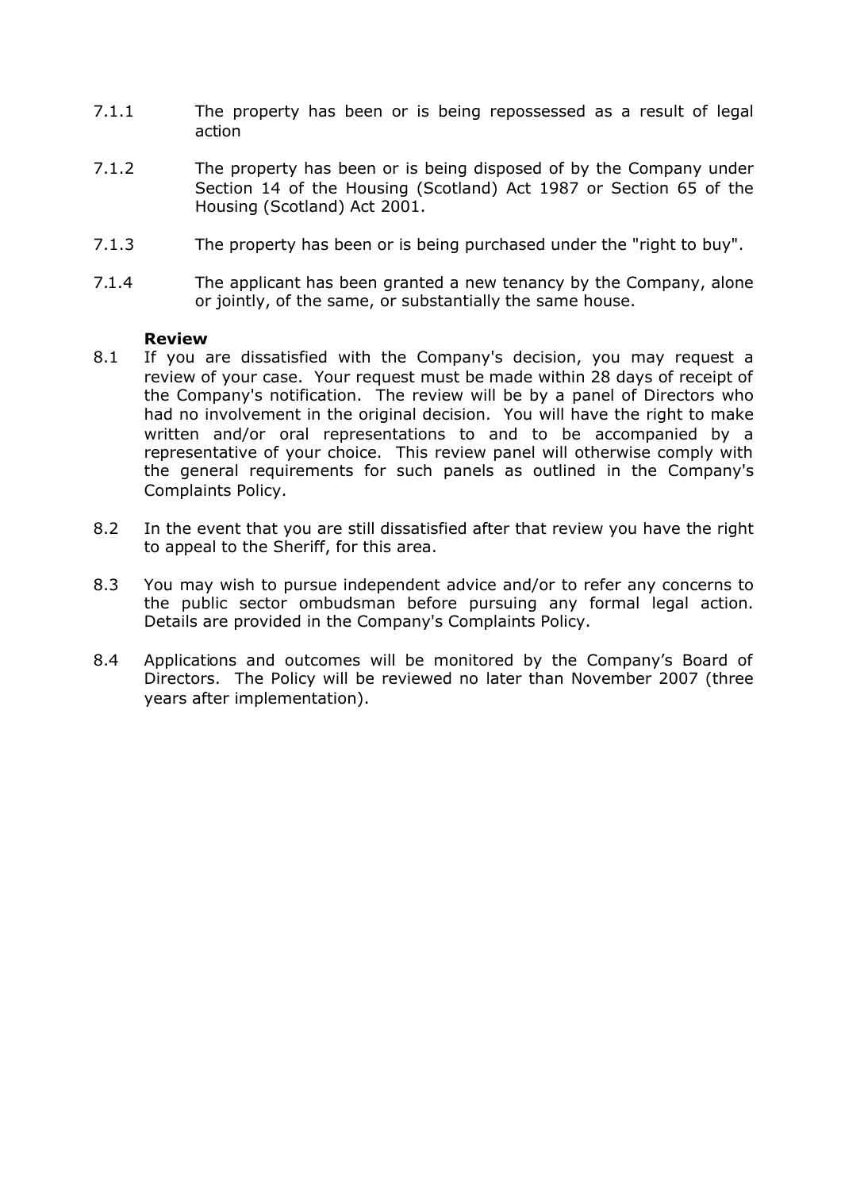7.1.1 The property has been or is being repossessed as a result of legal action

7.1.2 The property has been or is being disposed of by the Company under Section 14 of the Housing (Scotland) Act 1987 or Section 65 of the Housing (Scotland) Act 2001.

7.1.3 The property has been or is being purchased under the "right to buy".

7.1.4 The applicant has been granted a new tenancy by the Company, alone or jointly, of the same, or substantially the same house.

**Review**

8.1 If you are dissatisfied with the Company's decision, you may request a review of your case. Your request must be made within 28 days of receipt of the Company's notification. The review will be by a panel of Directors who had no involvement in the original decision. You will have the right to make written and/or oral representations to and to be accompanied by a representative of your choice. This review panel will otherwise comply with the general requirements for such panels as outlined in the Company's Complaints Policy.

8.2 In the event that you are still dissatisfied after that review you have the right to appeal to the Sheriff, for this area.

8.3 You may wish to pursue independent advice and/or to refer any concerns to the public sector ombudsman before pursuing any formal legal action. Details are provided in the Company's Complaints Policy.

8.4 Applications and outcomes will be monitored by the Company's Board of Directors. The Policy will be reviewed no later than November 2007 (three years after implementation).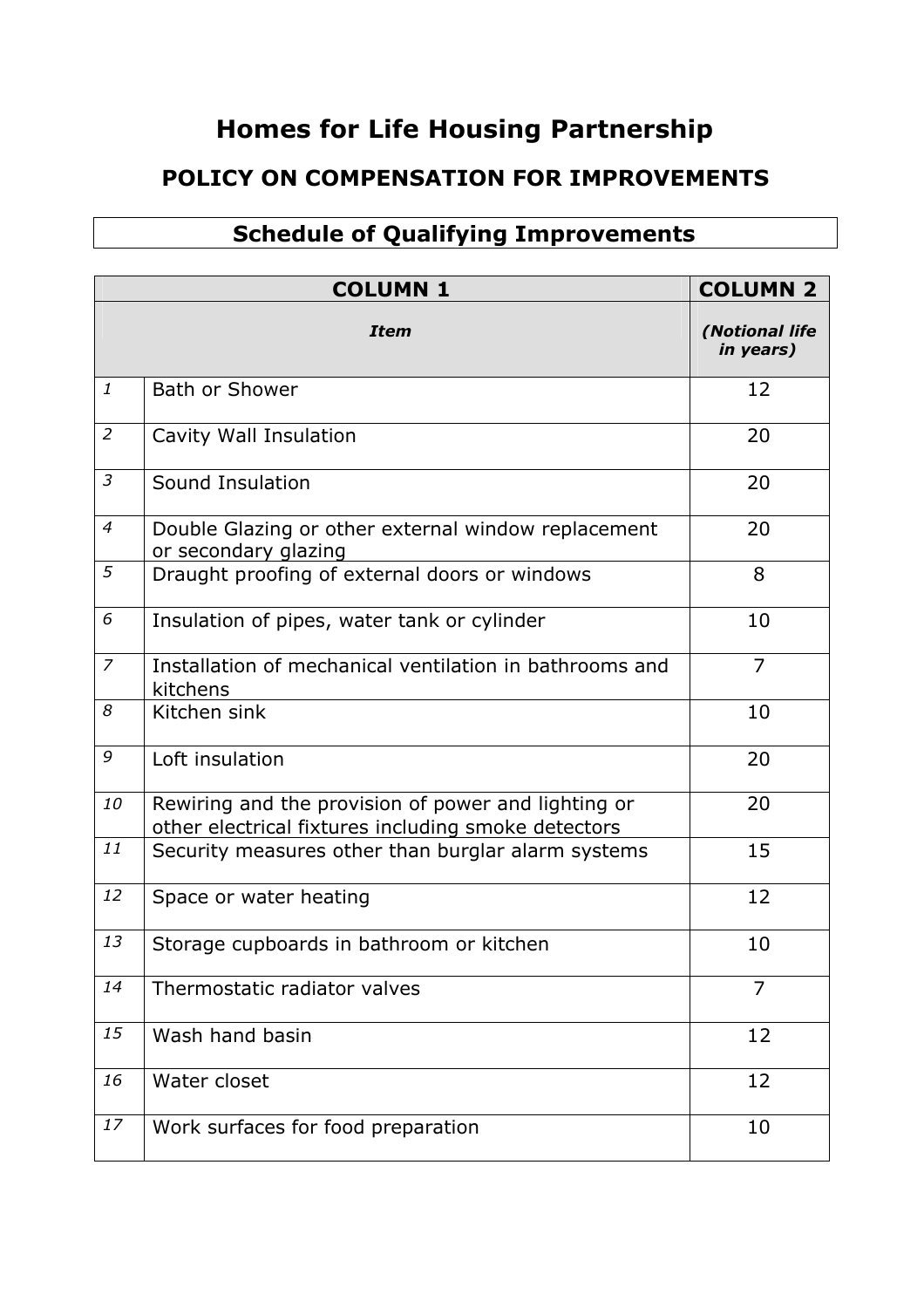# Homes for Life Housing Partnership

## POLICY ON COMPENSATION FOR IMPROVEMENTS

### Schedule of Qualifying Improvements

| COLUMN 1 | | COLUMN 2 |
|---|---|---|
| | ***Item*** | ***(Notional life in years)*** |
| *1* | Bath or Shower | 12 |
| *2* | Cavity Wall Insulation | 20 |
| *3* | Sound Insulation | 20 |
| *4* | Double Glazing or other external window replacement or secondary glazing | 20 |
| *5* | Draught proofing of external doors or windows | 8 |
| *6* | Insulation of pipes, water tank or cylinder | 10 |
| *7* | Installation of mechanical ventilation in bathrooms and kitchens | 7 |
| *8* | Kitchen sink | 10 |
| *9* | Loft insulation | 20 |
| *10* | Rewiring and the provision of power and lighting or other electrical fixtures including smoke detectors | 20 |
| *11* | Security measures other than burglar alarm systems | 15 |
| *12* | Space or water heating | 12 |
| *13* | Storage cupboards in bathroom or kitchen | 10 |
| *14* | Thermostatic radiator valves | 7 |
| *15* | Wash hand basin | 12 |
| *16* | Water closet | 12 |
| *17* | Work surfaces for food preparation | 10 |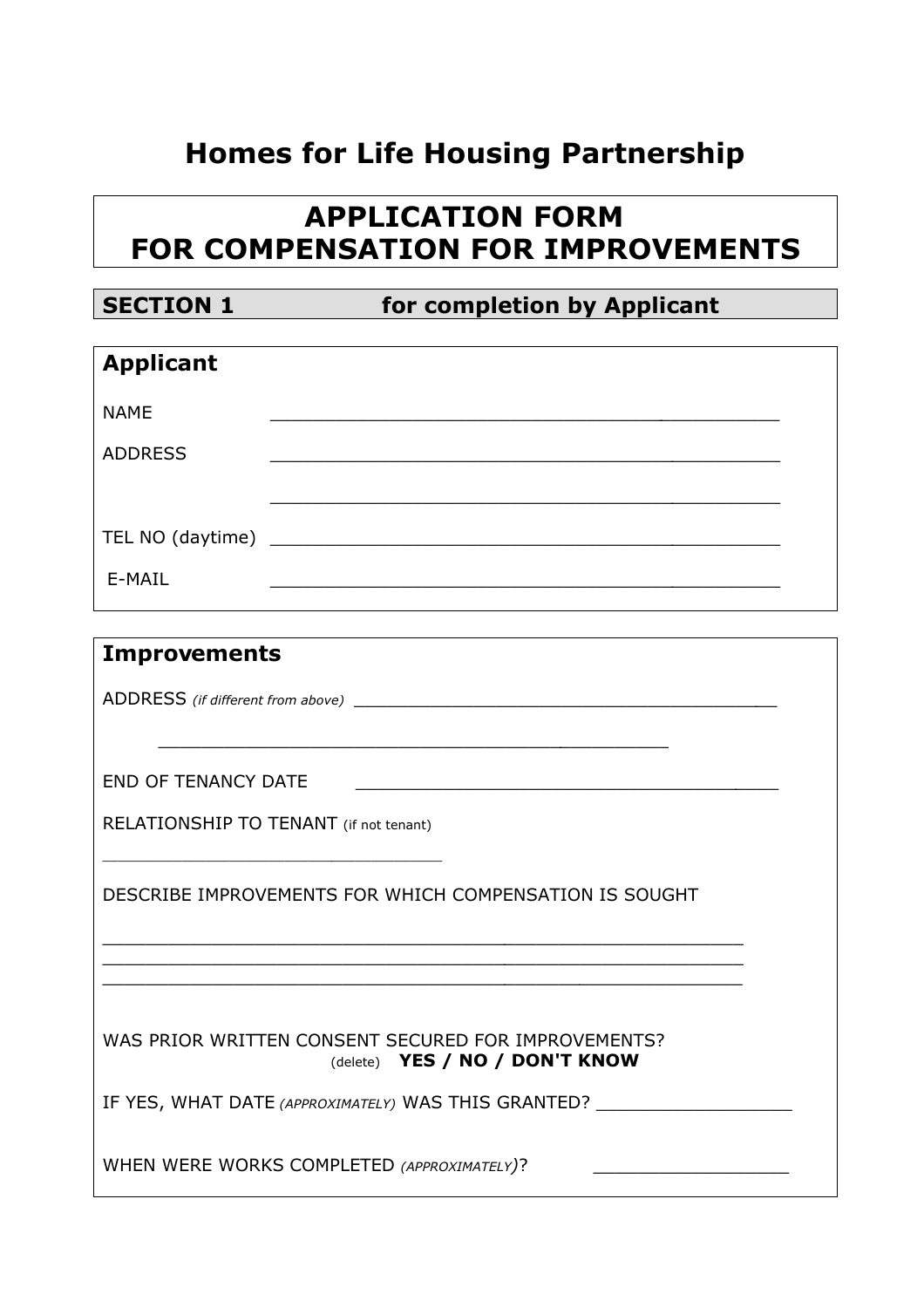# Homes for Life Housing Partnership

## APPLICATION FORM FOR COMPENSATION FOR IMPROVEMENTS

**SECTION 1** **for completion by Applicant**

### Applicant

NAME ______________________________________________

ADDRESS ______________________________________________

______________________________________________

TEL NO (daytime) ______________________________________________

E-MAIL ______________________________________________

### Improvements

ADDRESS *(if different from above)* ________________________________________

________________________________________

END OF TENANCY DATE ________________________________________

RELATIONSHIP TO TENANT (if not tenant)

________________________________

DESCRIBE IMPROVEMENTS FOR WHICH COMPENSATION IS SOUGHT

____________________________________________________________
____________________________________________________________
____________________________________________________________

WAS PRIOR WRITTEN CONSENT SECURED FOR IMPROVEMENTS?
(delete) **YES / NO / DON'T KNOW**

IF YES, WHAT DATE *(APPROXIMATELY)* WAS THIS GRANTED? __________________

WHEN WERE WORKS COMPLETED *(APPROXIMATELY)*? __________________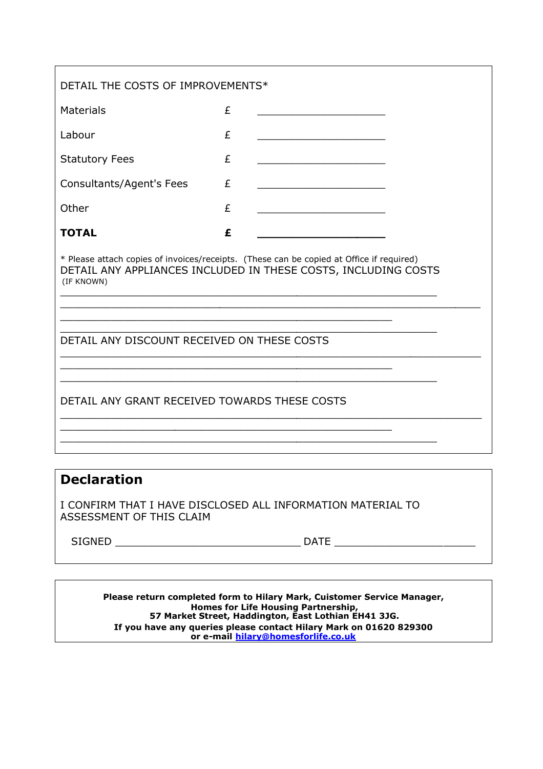DETAIL THE COSTS OF IMPROVEMENTS*

| | | |
|---|---|---|
| Materials | £ | ____________________ |
| Labour | £ | ____________________ |
| Statutory Fees | £ | ____________________ |
| Consultants/Agent's Fees | £ | ____________________ |
| Other | £ | ____________________ |
| **TOTAL** | **£** | ____________________ |

\* Please attach copies of invoices/receipts. (These can be copied at Office if required)

DETAIL ANY APPLIANCES INCLUDED IN THESE COSTS, INCLUDING COSTS (IF KNOWN)

____________________________________________________________

____________________________________________________________

____________________________________________________________

____________________________________________________________

DETAIL ANY DISCOUNT RECEIVED ON THESE COSTS

____________________________________________________________

____________________________________________________________

____________________________________________________________

DETAIL ANY GRANT RECEIVED TOWARDS THESE COSTS

____________________________________________________________

____________________________________________________________

____________________________________________________________

## Declaration

I CONFIRM THAT I HAVE DISCLOSED ALL INFORMATION MATERIAL TO ASSESSMENT OF THIS CLAIM

SIGNED ______________________________ DATE ______________________

**Please return completed form to Hilary Mark, Cuistomer Service Manager,**
**Homes for Life Housing Partnership,**
**57 Market Street, Haddington, East Lothian EH41 3JG.**
**If you have any queries please contact Hilary Mark on 01620 829300**
**or e-mail [hilary@homesforlife.co.uk](mailto:hilary@homesforlife.co.uk)**